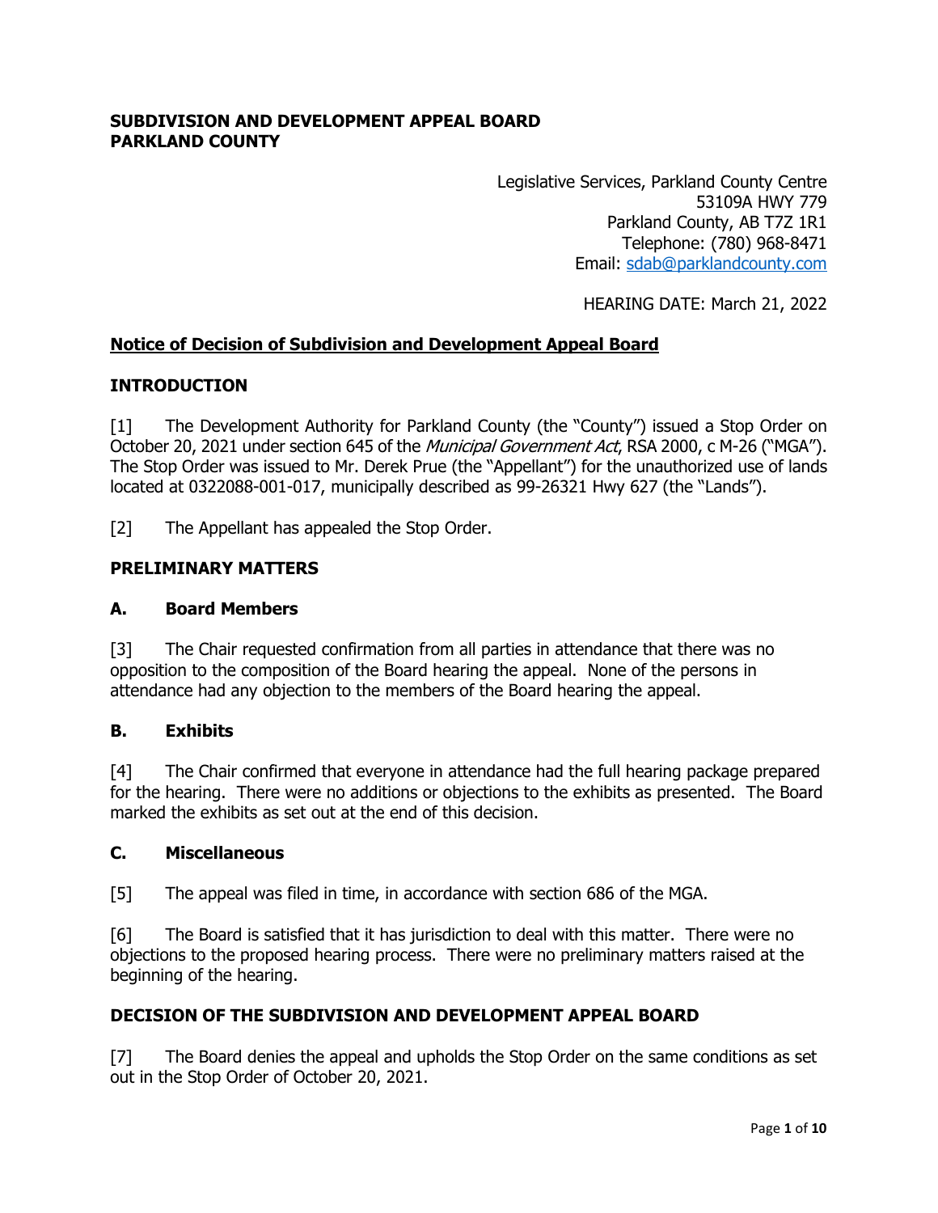**SUBDIVISION AND DEVELOPMENT APPEAL BOARD**
**PARKLAND COUNTY**

Legislative Services, Parkland County Centre
53109A HWY 779
Parkland County, AB T7Z 1R1
Telephone: (780) 968-8471
Email: sdab@parklandcounty.com

HEARING DATE: March 21, 2022

**Notice of Decision of Subdivision and Development Appeal Board**

## INTRODUCTION

[1] The Development Authority for Parkland County (the "County") issued a Stop Order on October 20, 2021 under section 645 of the *Municipal Government Act*, RSA 2000, c M-26 ("MGA"). The Stop Order was issued to Mr. Derek Prue (the "Appellant") for the unauthorized use of lands located at 0322088-001-017, municipally described as 99-26321 Hwy 627 (the "Lands").

[2] The Appellant has appealed the Stop Order.

## PRELIMINARY MATTERS

### A. Board Members

[3] The Chair requested confirmation from all parties in attendance that there was no opposition to the composition of the Board hearing the appeal. None of the persons in attendance had any objection to the members of the Board hearing the appeal.

### B. Exhibits

[4] The Chair confirmed that everyone in attendance had the full hearing package prepared for the hearing. There were no additions or objections to the exhibits as presented. The Board marked the exhibits as set out at the end of this decision.

### C. Miscellaneous

[5] The appeal was filed in time, in accordance with section 686 of the MGA.

[6] The Board is satisfied that it has jurisdiction to deal with this matter. There were no objections to the proposed hearing process. There were no preliminary matters raised at the beginning of the hearing.

## DECISION OF THE SUBDIVISION AND DEVELOPMENT APPEAL BOARD

[7] The Board denies the appeal and upholds the Stop Order on the same conditions as set out in the Stop Order of October 20, 2021.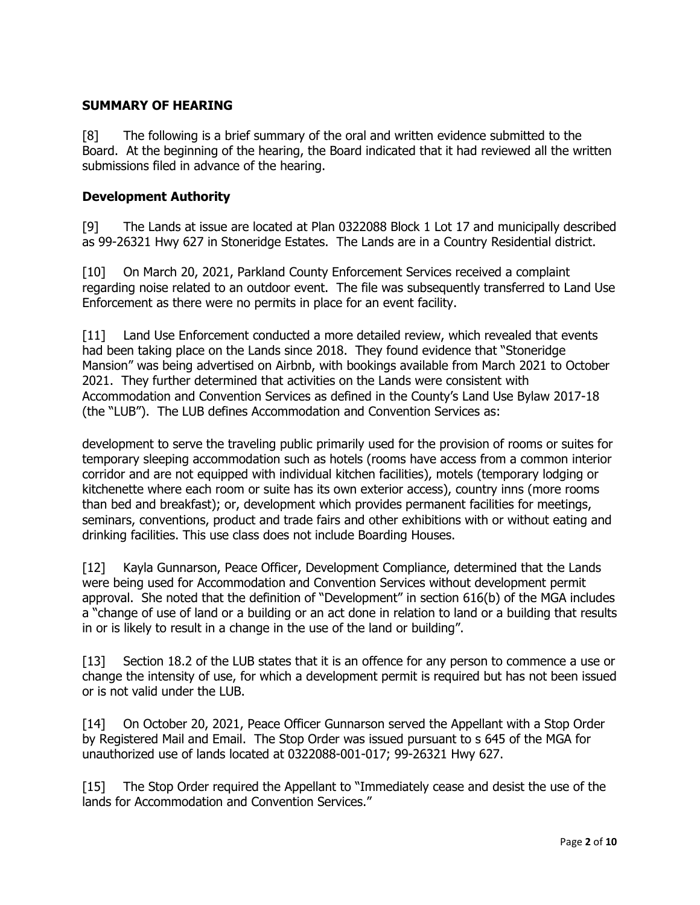## SUMMARY OF HEARING

[8] The following is a brief summary of the oral and written evidence submitted to the Board. At the beginning of the hearing, the Board indicated that it had reviewed all the written submissions filed in advance of the hearing.

## Development Authority

[9] The Lands at issue are located at Plan 0322088 Block 1 Lot 17 and municipally described as 99-26321 Hwy 627 in Stoneridge Estates. The Lands are in a Country Residential district.

[10] On March 20, 2021, Parkland County Enforcement Services received a complaint regarding noise related to an outdoor event. The file was subsequently transferred to Land Use Enforcement as there were no permits in place for an event facility.

[11] Land Use Enforcement conducted a more detailed review, which revealed that events had been taking place on the Lands since 2018. They found evidence that "Stoneridge Mansion" was being advertised on Airbnb, with bookings available from March 2021 to October 2021. They further determined that activities on the Lands were consistent with Accommodation and Convention Services as defined in the County's Land Use Bylaw 2017-18 (the "LUB"). The LUB defines Accommodation and Convention Services as:

development to serve the traveling public primarily used for the provision of rooms or suites for temporary sleeping accommodation such as hotels (rooms have access from a common interior corridor and are not equipped with individual kitchen facilities), motels (temporary lodging or kitchenette where each room or suite has its own exterior access), country inns (more rooms than bed and breakfast); or, development which provides permanent facilities for meetings, seminars, conventions, product and trade fairs and other exhibitions with or without eating and drinking facilities. This use class does not include Boarding Houses.

[12] Kayla Gunnarson, Peace Officer, Development Compliance, determined that the Lands were being used for Accommodation and Convention Services without development permit approval. She noted that the definition of "Development" in section 616(b) of the MGA includes a "change of use of land or a building or an act done in relation to land or a building that results in or is likely to result in a change in the use of the land or building".

[13] Section 18.2 of the LUB states that it is an offence for any person to commence a use or change the intensity of use, for which a development permit is required but has not been issued or is not valid under the LUB.

[14] On October 20, 2021, Peace Officer Gunnarson served the Appellant with a Stop Order by Registered Mail and Email. The Stop Order was issued pursuant to s 645 of the MGA for unauthorized use of lands located at 0322088-001-017; 99-26321 Hwy 627.

[15] The Stop Order required the Appellant to "Immediately cease and desist the use of the lands for Accommodation and Convention Services."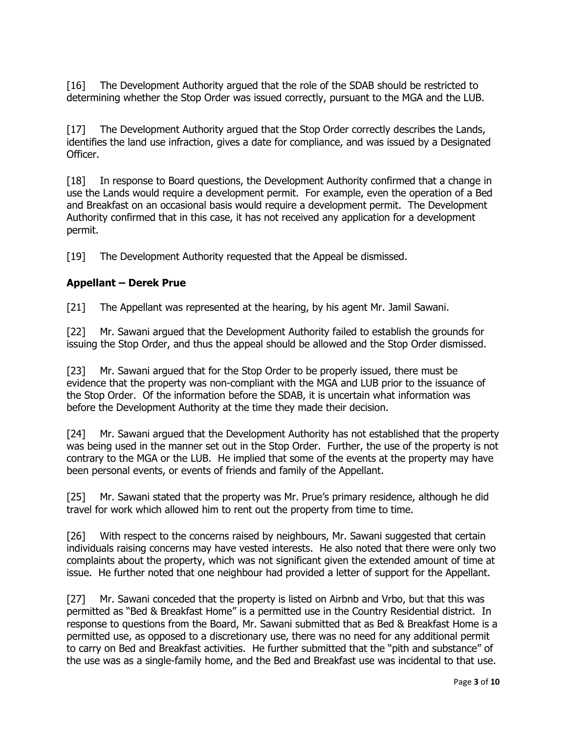[16] The Development Authority argued that the role of the SDAB should be restricted to determining whether the Stop Order was issued correctly, pursuant to the MGA and the LUB.

[17] The Development Authority argued that the Stop Order correctly describes the Lands, identifies the land use infraction, gives a date for compliance, and was issued by a Designated Officer.

[18] In response to Board questions, the Development Authority confirmed that a change in use the Lands would require a development permit. For example, even the operation of a Bed and Breakfast on an occasional basis would require a development permit. The Development Authority confirmed that in this case, it has not received any application for a development permit.

[19] The Development Authority requested that the Appeal be dismissed.

### Appellant – Derek Prue

[21] The Appellant was represented at the hearing, by his agent Mr. Jamil Sawani.

[22] Mr. Sawani argued that the Development Authority failed to establish the grounds for issuing the Stop Order, and thus the appeal should be allowed and the Stop Order dismissed.

[23] Mr. Sawani argued that for the Stop Order to be properly issued, there must be evidence that the property was non-compliant with the MGA and LUB prior to the issuance of the Stop Order. Of the information before the SDAB, it is uncertain what information was before the Development Authority at the time they made their decision.

[24] Mr. Sawani argued that the Development Authority has not established that the property was being used in the manner set out in the Stop Order. Further, the use of the property is not contrary to the MGA or the LUB. He implied that some of the events at the property may have been personal events, or events of friends and family of the Appellant.

[25] Mr. Sawani stated that the property was Mr. Prue's primary residence, although he did travel for work which allowed him to rent out the property from time to time.

[26] With respect to the concerns raised by neighbours, Mr. Sawani suggested that certain individuals raising concerns may have vested interests. He also noted that there were only two complaints about the property, which was not significant given the extended amount of time at issue. He further noted that one neighbour had provided a letter of support for the Appellant.

[27] Mr. Sawani conceded that the property is listed on Airbnb and Vrbo, but that this was permitted as "Bed & Breakfast Home" is a permitted use in the Country Residential district. In response to questions from the Board, Mr. Sawani submitted that as Bed & Breakfast Home is a permitted use, as opposed to a discretionary use, there was no need for any additional permit to carry on Bed and Breakfast activities. He further submitted that the "pith and substance" of the use was as a single-family home, and the Bed and Breakfast use was incidental to that use.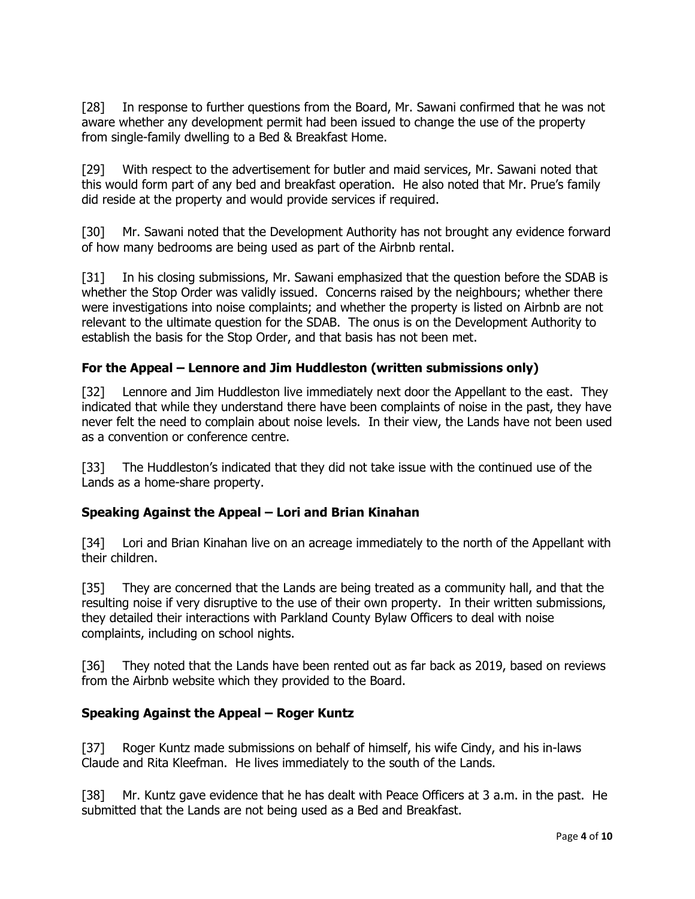[28] In response to further questions from the Board, Mr. Sawani confirmed that he was not aware whether any development permit had been issued to change the use of the property from single-family dwelling to a Bed & Breakfast Home.

[29] With respect to the advertisement for butler and maid services, Mr. Sawani noted that this would form part of any bed and breakfast operation. He also noted that Mr. Prue's family did reside at the property and would provide services if required.

[30] Mr. Sawani noted that the Development Authority has not brought any evidence forward of how many bedrooms are being used as part of the Airbnb rental.

[31] In his closing submissions, Mr. Sawani emphasized that the question before the SDAB is whether the Stop Order was validly issued. Concerns raised by the neighbours; whether there were investigations into noise complaints; and whether the property is listed on Airbnb are not relevant to the ultimate question for the SDAB. The onus is on the Development Authority to establish the basis for the Stop Order, and that basis has not been met.

### For the Appeal – Lennore and Jim Huddleston (written submissions only)

[32] Lennore and Jim Huddleston live immediately next door the Appellant to the east. They indicated that while they understand there have been complaints of noise in the past, they have never felt the need to complain about noise levels. In their view, the Lands have not been used as a convention or conference centre.

[33] The Huddleston's indicated that they did not take issue with the continued use of the Lands as a home-share property.

### Speaking Against the Appeal – Lori and Brian Kinahan

[34] Lori and Brian Kinahan live on an acreage immediately to the north of the Appellant with their children.

[35] They are concerned that the Lands are being treated as a community hall, and that the resulting noise if very disruptive to the use of their own property. In their written submissions, they detailed their interactions with Parkland County Bylaw Officers to deal with noise complaints, including on school nights.

[36] They noted that the Lands have been rented out as far back as 2019, based on reviews from the Airbnb website which they provided to the Board.

### Speaking Against the Appeal – Roger Kuntz

[37] Roger Kuntz made submissions on behalf of himself, his wife Cindy, and his in-laws Claude and Rita Kleefman. He lives immediately to the south of the Lands.

[38] Mr. Kuntz gave evidence that he has dealt with Peace Officers at 3 a.m. in the past. He submitted that the Lands are not being used as a Bed and Breakfast.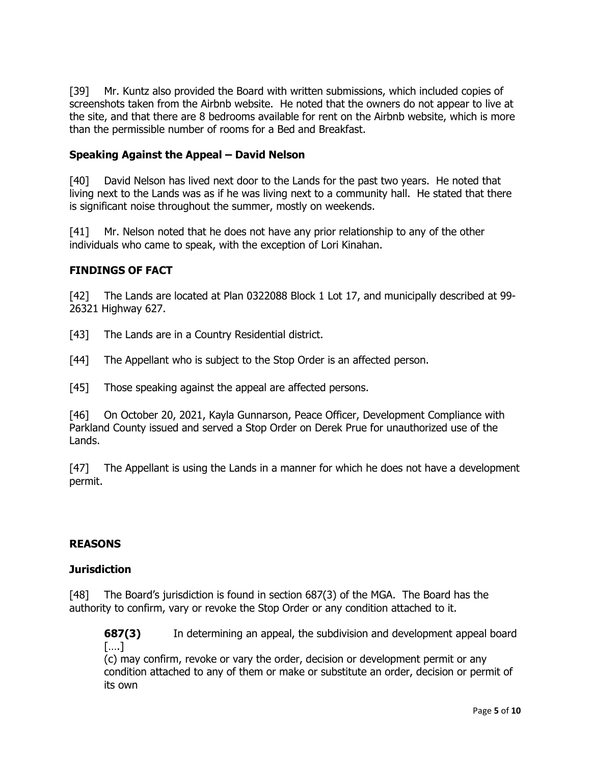[39] Mr. Kuntz also provided the Board with written submissions, which included copies of screenshots taken from the Airbnb website. He noted that the owners do not appear to live at the site, and that there are 8 bedrooms available for rent on the Airbnb website, which is more than the permissible number of rooms for a Bed and Breakfast.

### Speaking Against the Appeal – David Nelson

[40] David Nelson has lived next door to the Lands for the past two years. He noted that living next to the Lands was as if he was living next to a community hall. He stated that there is significant noise throughout the summer, mostly on weekends.

[41] Mr. Nelson noted that he does not have any prior relationship to any of the other individuals who came to speak, with the exception of Lori Kinahan.

## FINDINGS OF FACT

[42] The Lands are located at Plan 0322088 Block 1 Lot 17, and municipally described at 99-26321 Highway 627.

[43] The Lands are in a Country Residential district.

[44] The Appellant who is subject to the Stop Order is an affected person.

[45] Those speaking against the appeal are affected persons.

[46] On October 20, 2021, Kayla Gunnarson, Peace Officer, Development Compliance with Parkland County issued and served a Stop Order on Derek Prue for unauthorized use of the Lands.

[47] The Appellant is using the Lands in a manner for which he does not have a development permit.

## REASONS

### Jurisdiction

[48] The Board's jurisdiction is found in section 687(3) of the MGA. The Board has the authority to confirm, vary or revoke the Stop Order or any condition attached to it.

> **687(3)** In determining an appeal, the subdivision and development appeal board [….]
> (c) may confirm, revoke or vary the order, decision or development permit or any condition attached to any of them or make or substitute an order, decision or permit of its own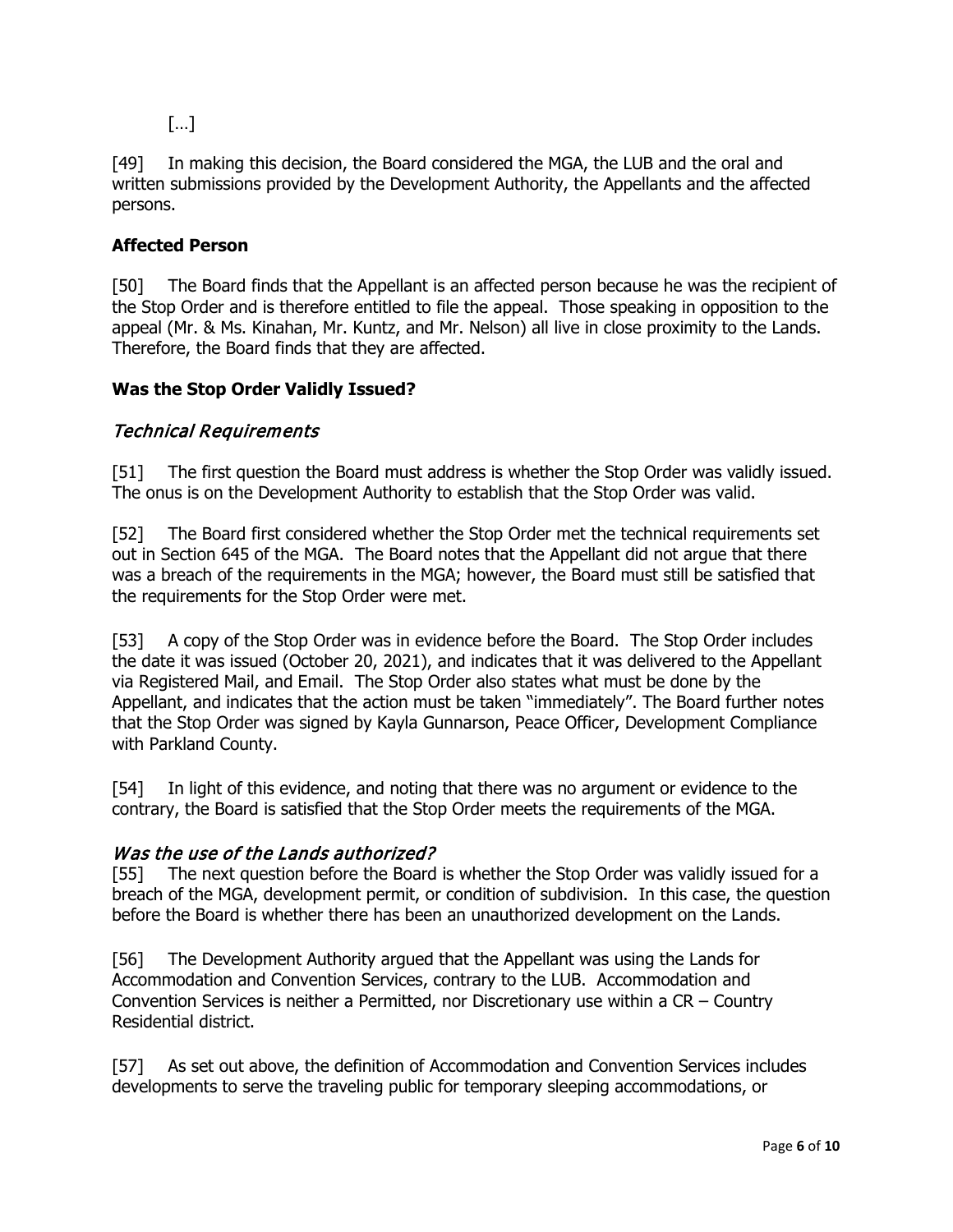[…]

[49] In making this decision, the Board considered the MGA, the LUB and the oral and written submissions provided by the Development Authority, the Appellants and the affected persons.

### Affected Person

[50] The Board finds that the Appellant is an affected person because he was the recipient of the Stop Order and is therefore entitled to file the appeal. Those speaking in opposition to the appeal (Mr. & Ms. Kinahan, Mr. Kuntz, and Mr. Nelson) all live in close proximity to the Lands. Therefore, the Board finds that they are affected.

### Was the Stop Order Validly Issued?

#### *Technical Requirements*

[51] The first question the Board must address is whether the Stop Order was validly issued. The onus is on the Development Authority to establish that the Stop Order was valid.

[52] The Board first considered whether the Stop Order met the technical requirements set out in Section 645 of the MGA. The Board notes that the Appellant did not argue that there was a breach of the requirements in the MGA; however, the Board must still be satisfied that the requirements for the Stop Order were met.

[53] A copy of the Stop Order was in evidence before the Board. The Stop Order includes the date it was issued (October 20, 2021), and indicates that it was delivered to the Appellant via Registered Mail, and Email. The Stop Order also states what must be done by the Appellant, and indicates that the action must be taken "immediately". The Board further notes that the Stop Order was signed by Kayla Gunnarson, Peace Officer, Development Compliance with Parkland County.

[54] In light of this evidence, and noting that there was no argument or evidence to the contrary, the Board is satisfied that the Stop Order meets the requirements of the MGA.

#### *Was the use of the Lands authorized?*

[55] The next question before the Board is whether the Stop Order was validly issued for a breach of the MGA, development permit, or condition of subdivision. In this case, the question before the Board is whether there has been an unauthorized development on the Lands.

[56] The Development Authority argued that the Appellant was using the Lands for Accommodation and Convention Services, contrary to the LUB. Accommodation and Convention Services is neither a Permitted, nor Discretionary use within a CR – Country Residential district.

[57] As set out above, the definition of Accommodation and Convention Services includes developments to serve the traveling public for temporary sleeping accommodations, or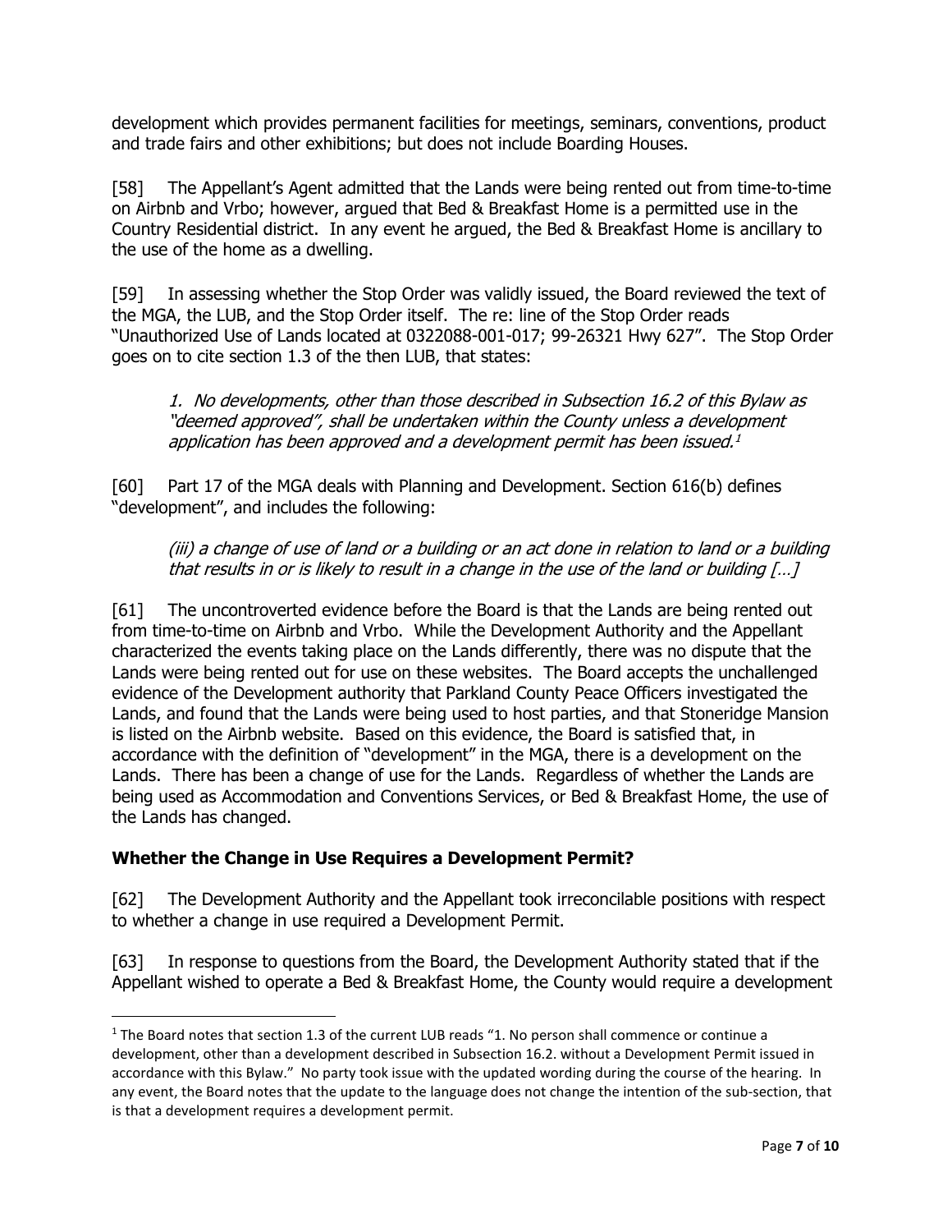development which provides permanent facilities for meetings, seminars, conventions, product and trade fairs and other exhibitions; but does not include Boarding Houses.

[58] The Appellant's Agent admitted that the Lands were being rented out from time-to-time on Airbnb and Vrbo; however, argued that Bed & Breakfast Home is a permitted use in the Country Residential district. In any event he argued, the Bed & Breakfast Home is ancillary to the use of the home as a dwelling.

[59] In assessing whether the Stop Order was validly issued, the Board reviewed the text of the MGA, the LUB, and the Stop Order itself. The re: line of the Stop Order reads "Unauthorized Use of Lands located at 0322088-001-017; 99-26321 Hwy 627". The Stop Order goes on to cite section 1.3 of the then LUB, that states:

> *1. No developments, other than those described in Subsection 16.2 of this Bylaw as "deemed approved", shall be undertaken within the County unless a development application has been approved and a development permit has been issued.*[1]

[60] Part 17 of the MGA deals with Planning and Development. Section 616(b) defines "development", and includes the following:

> *(iii) a change of use of land or a building or an act done in relation to land or a building that results in or is likely to result in a change in the use of the land or building […]*

[61] The uncontroverted evidence before the Board is that the Lands are being rented out from time-to-time on Airbnb and Vrbo. While the Development Authority and the Appellant characterized the events taking place on the Lands differently, there was no dispute that the Lands were being rented out for use on these websites. The Board accepts the unchallenged evidence of the Development authority that Parkland County Peace Officers investigated the Lands, and found that the Lands were being used to host parties, and that Stoneridge Mansion is listed on the Airbnb website. Based on this evidence, the Board is satisfied that, in accordance with the definition of "development" in the MGA, there is a development on the Lands. There has been a change of use for the Lands. Regardless of whether the Lands are being used as Accommodation and Conventions Services, or Bed & Breakfast Home, the use of the Lands has changed.

### Whether the Change in Use Requires a Development Permit?

[62] The Development Authority and the Appellant took irreconcilable positions with respect to whether a change in use required a Development Permit.

[63] In response to questions from the Board, the Development Authority stated that if the Appellant wished to operate a Bed & Breakfast Home, the County would require a development

---

[1] The Board notes that section 1.3 of the current LUB reads "1. No person shall commence or continue a development, other than a development described in Subsection 16.2. without a Development Permit issued in accordance with this Bylaw." No party took issue with the updated wording during the course of the hearing. In any event, the Board notes that the update to the language does not change the intention of the sub-section, that is that a development requires a development permit.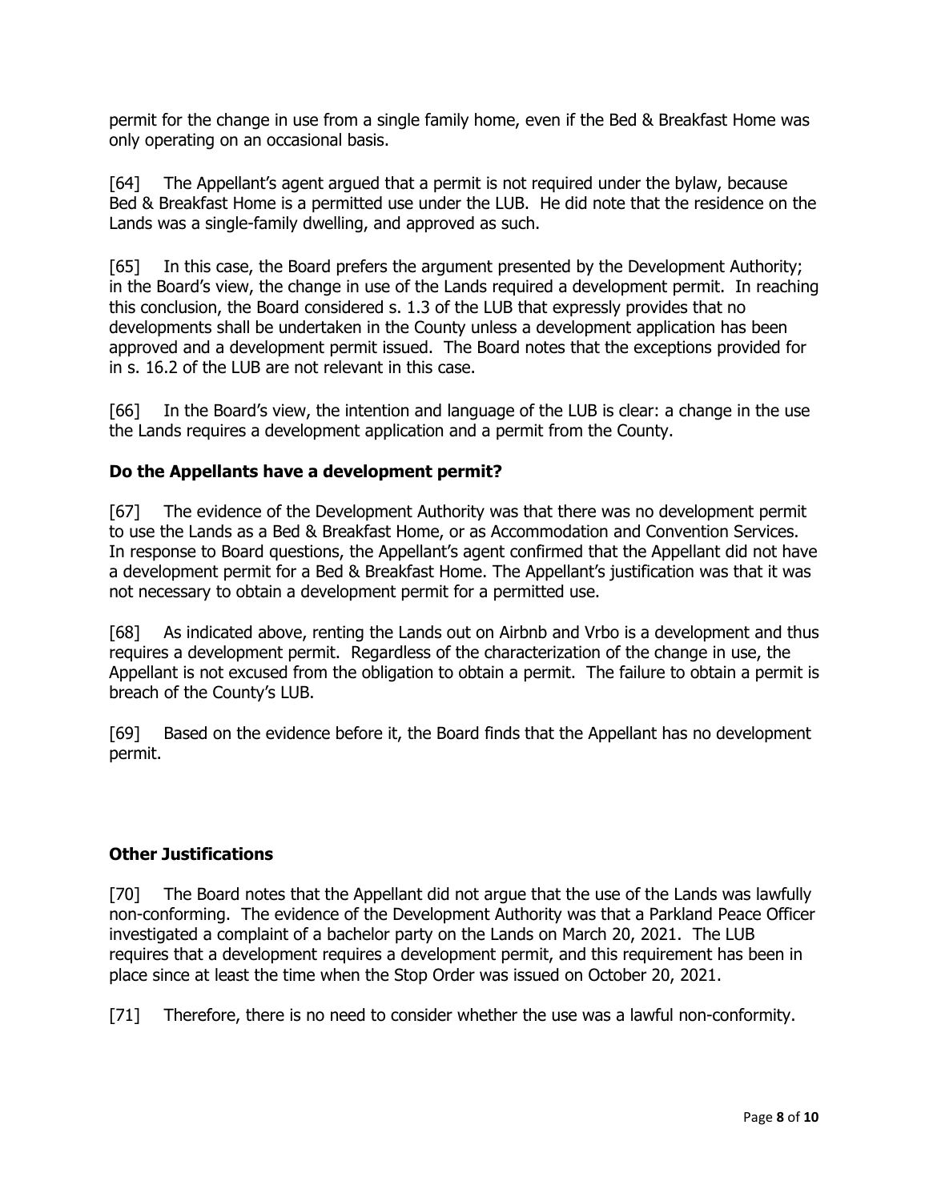permit for the change in use from a single family home, even if the Bed & Breakfast Home was only operating on an occasional basis.

[64] The Appellant's agent argued that a permit is not required under the bylaw, because Bed & Breakfast Home is a permitted use under the LUB. He did note that the residence on the Lands was a single-family dwelling, and approved as such.

[65] In this case, the Board prefers the argument presented by the Development Authority; in the Board's view, the change in use of the Lands required a development permit. In reaching this conclusion, the Board considered s. 1.3 of the LUB that expressly provides that no developments shall be undertaken in the County unless a development application has been approved and a development permit issued. The Board notes that the exceptions provided for in s. 16.2 of the LUB are not relevant in this case.

[66] In the Board's view, the intention and language of the LUB is clear: a change in the use the Lands requires a development application and a permit from the County.

### Do the Appellants have a development permit?

[67] The evidence of the Development Authority was that there was no development permit to use the Lands as a Bed & Breakfast Home, or as Accommodation and Convention Services. In response to Board questions, the Appellant's agent confirmed that the Appellant did not have a development permit for a Bed & Breakfast Home. The Appellant's justification was that it was not necessary to obtain a development permit for a permitted use.

[68] As indicated above, renting the Lands out on Airbnb and Vrbo is a development and thus requires a development permit. Regardless of the characterization of the change in use, the Appellant is not excused from the obligation to obtain a permit. The failure to obtain a permit is breach of the County's LUB.

[69] Based on the evidence before it, the Board finds that the Appellant has no development permit.

### Other Justifications

[70] The Board notes that the Appellant did not argue that the use of the Lands was lawfully non-conforming. The evidence of the Development Authority was that a Parkland Peace Officer investigated a complaint of a bachelor party on the Lands on March 20, 2021. The LUB requires that a development requires a development permit, and this requirement has been in place since at least the time when the Stop Order was issued on October 20, 2021.

[71] Therefore, there is no need to consider whether the use was a lawful non-conformity.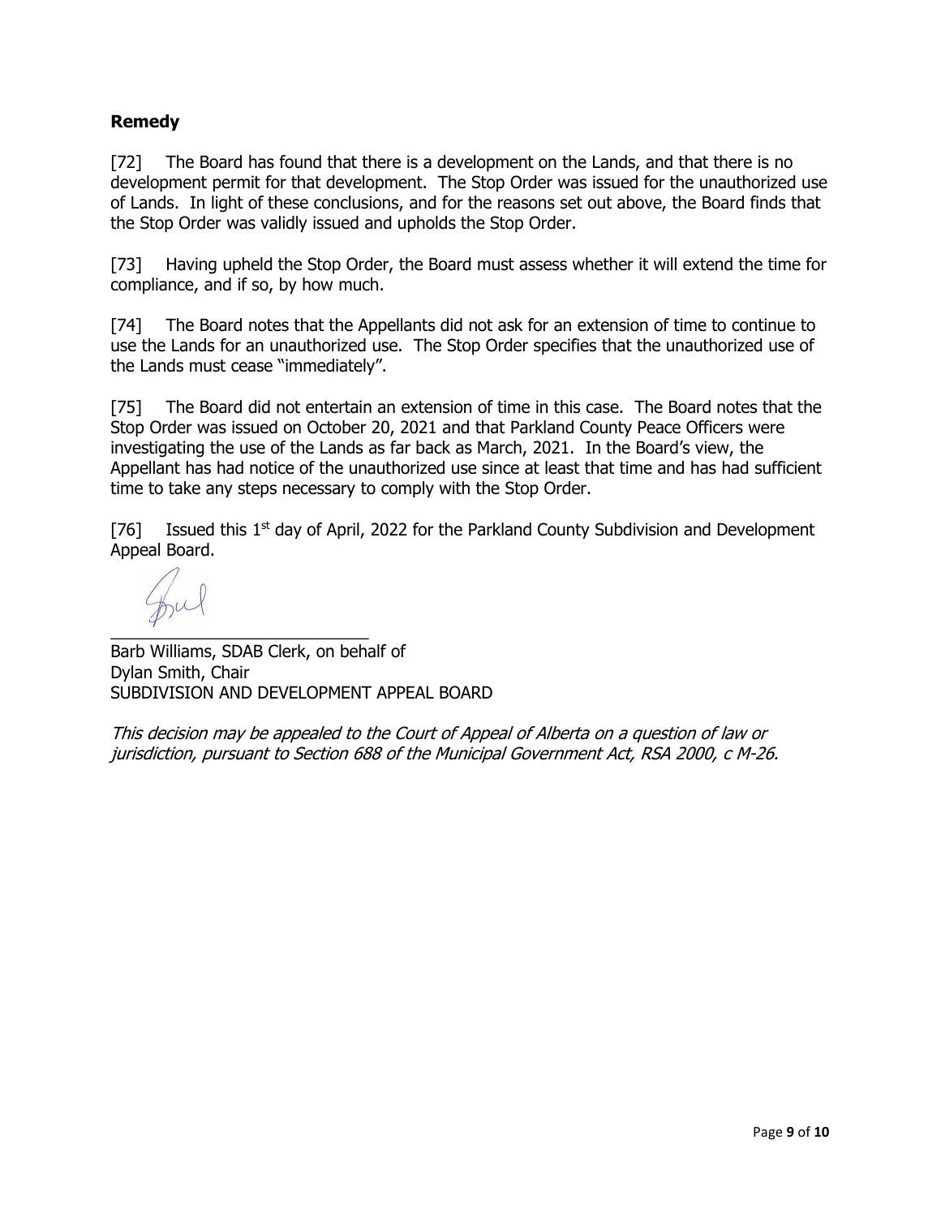## Remedy

[72] The Board has found that there is a development on the Lands, and that there is no development permit for that development. The Stop Order was issued for the unauthorized use of Lands. In light of these conclusions, and for the reasons set out above, the Board finds that the Stop Order was validly issued and upholds the Stop Order.

[73] Having upheld the Stop Order, the Board must assess whether it will extend the time for compliance, and if so, by how much.

[74] The Board notes that the Appellants did not ask for an extension of time to continue to use the Lands for an unauthorized use. The Stop Order specifies that the unauthorized use of the Lands must cease "immediately".

[75] The Board did not entertain an extension of time in this case. The Board notes that the Stop Order was issued on October 20, 2021 and that Parkland County Peace Officers were investigating the use of the Lands as far back as March, 2021. In the Board's view, the Appellant has had notice of the unauthorized use since at least that time and has had sufficient time to take any steps necessary to comply with the Stop Order.

[76] Issued this 1st day of April, 2022 for the Parkland County Subdivision and Development Appeal Board.

\_\_\_\_\_\_\_\_\_\_\_\_\_\_\_\_\_\_\_\_\_\_\_\_\_\_\_\_\_\_

Barb Williams, SDAB Clerk, on behalf of
Dylan Smith, Chair
SUBDIVISION AND DEVELOPMENT APPEAL BOARD

*This decision may be appealed to the Court of Appeal of Alberta on a question of law or jurisdiction, pursuant to Section 688 of the Municipal Government Act, RSA 2000, c M-26.*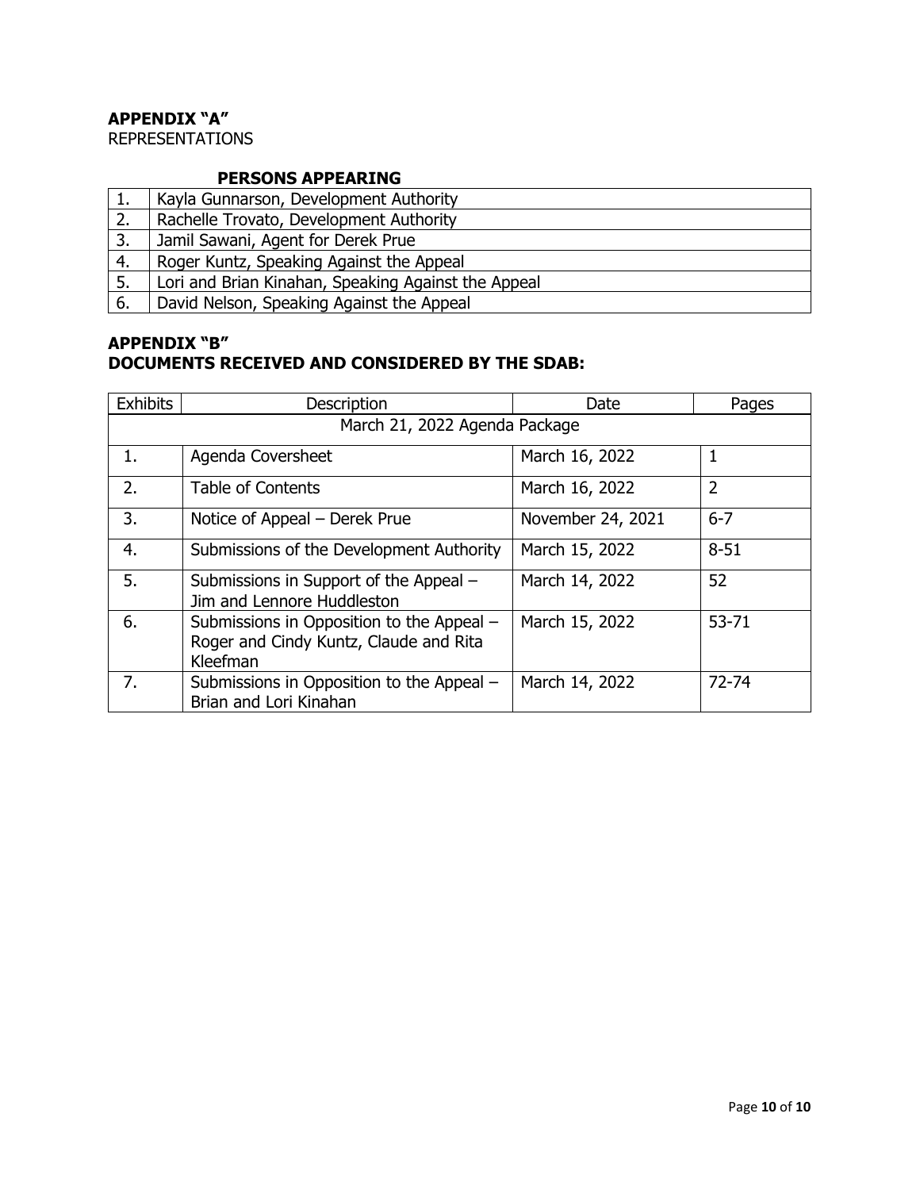**APPENDIX "A"**

REPRESENTATIONS

**PERSONS APPEARING**

| | |
|---|---|
| 1. | Kayla Gunnarson, Development Authority |
| 2. | Rachelle Trovato, Development Authority |
| 3. | Jamil Sawani, Agent for Derek Prue |
| 4. | Roger Kuntz, Speaking Against the Appeal |
| 5. | Lori and Brian Kinahan, Speaking Against the Appeal |
| 6. | David Nelson, Speaking Against the Appeal |

**APPENDIX "B"**

**DOCUMENTS RECEIVED AND CONSIDERED BY THE SDAB:**

| Exhibits | Description | Date | Pages |
|---|---|---|---|
| March 21, 2022 Agenda Package | | | |
| 1. | Agenda Coversheet | March 16, 2022 | 1 |
| 2. | Table of Contents | March 16, 2022 | 2 |
| 3. | Notice of Appeal – Derek Prue | November 24, 2021 | 6-7 |
| 4. | Submissions of the Development Authority | March 15, 2022 | 8-51 |
| 5. | Submissions in Support of the Appeal – Jim and Lennore Huddleston | March 14, 2022 | 52 |
| 6. | Submissions in Opposition to the Appeal – Roger and Cindy Kuntz, Claude and Rita Kleefman | March 15, 2022 | 53-71 |
| 7. | Submissions in Opposition to the Appeal – Brian and Lori Kinahan | March 14, 2022 | 72-74 |